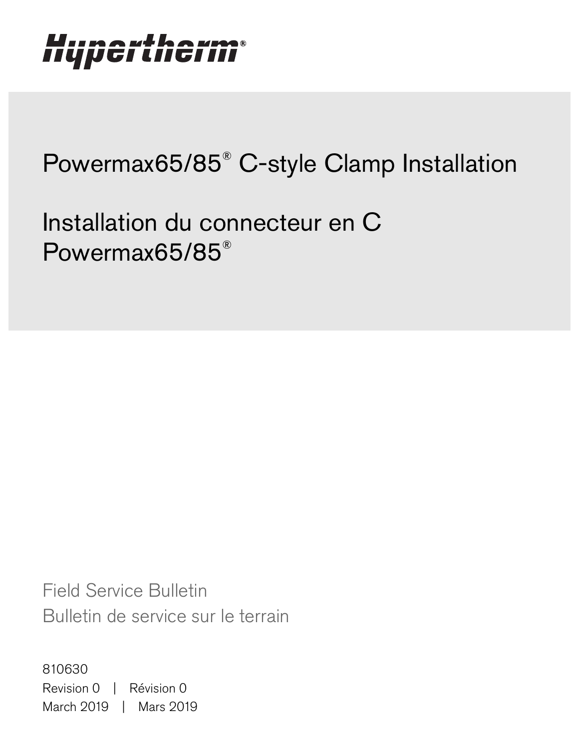Hypertherm®

# Powermax65/85® C-style Clamp Installation

# Installation du connecteur en C Powermax65/85®

Field Service Bulletin

Bulletin de service sur le terrain

810630

Revision 0 | Révision 0

March 2019 | Mars 2019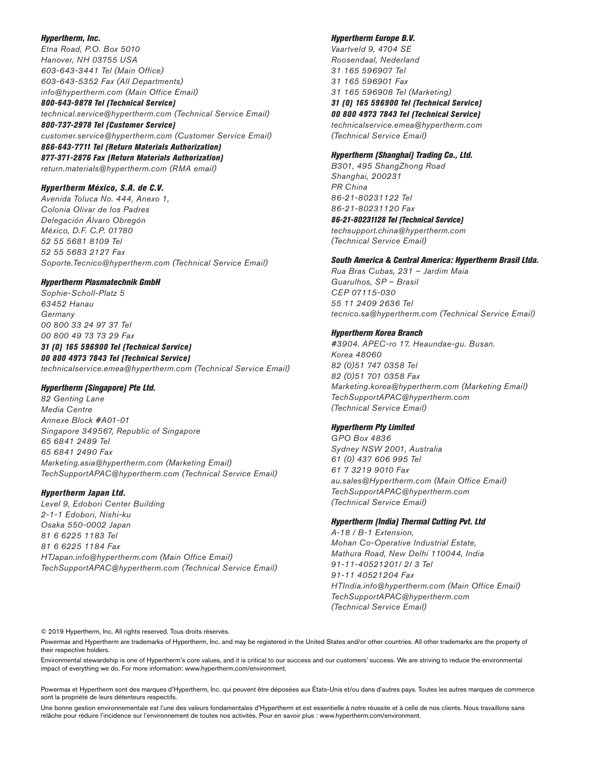***Hypertherm, Inc.***
*Etna Road, P.O. Box 5010*
*Hanover, NH 03755 USA*
*603-643-3441 Tel (Main Office)*
*603-643-5352 Fax (All Departments)*
*info@hypertherm.com (Main Office Email)*
***800-643-9878 Tel (Technical Service)***
*technical.service@hypertherm.com (Technical Service Email)*
***800-737-2978 Tel (Customer Service)***
*customer.service@hypertherm.com (Customer Service Email)*
***866-643-7711 Tel (Return Materials Authorization)***
***877-371-2876 Fax (Return Materials Authorization)***
*return.materials@hypertherm.com (RMA email)*

***Hypertherm México, S.A. de C.V.***
*Avenida Toluca No. 444, Anexo 1,*
*Colonia Olivar de los Padres*
*Delegación Álvaro Obregón*
*México, D.F. C.P. 01780*
*52 55 5681 8109 Tel*
*52 55 5683 2127 Fax*
*Soporte.Tecnico@hypertherm.com (Technical Service Email)*

***Hypertherm Plasmatechnik GmbH***
*Sophie-Scholl-Platz 5*
*63452 Hanau*
*Germany*
*00 800 33 24 97 37 Tel*
*00 800 49 73 73 29 Fax*
***31 (0) 165 596900 Tel (Technical Service)***
***00 800 4973 7843 Tel (Technical Service)***
*technicalservice.emea@hypertherm.com (Technical Service Email)*

***Hypertherm (Singapore) Pte Ltd.***
*82 Genting Lane*
*Media Centre*
*Annexe Block #A01-01*
*Singapore 349567, Republic of Singapore*
*65 6841 2489 Tel*
*65 6841 2490 Fax*
*Marketing.asia@hypertherm.com (Marketing Email)*
*TechSupportAPAC@hypertherm.com (Technical Service Email)*

***Hypertherm Japan Ltd.***
*Level 9, Edobori Center Building*
*2-1-1 Edobori, Nishi-ku*
*Osaka 550-0002 Japan*
*81 6 6225 1183 Tel*
*81 6 6225 1184 Fax*
*HTJapan.info@hypertherm.com (Main Office Email)*
*TechSupportAPAC@hypertherm.com (Technical Service Email)*

***Hypertherm Europe B.V.***
*Vaartveld 9, 4704 SE*
*Roosendaal, Nederland*
*31 165 596907 Tel*
*31 165 596901 Fax*
*31 165 596908 Tel (Marketing)*
***31 (0) 165 596900 Tel (Technical Service)***
***00 800 4973 7843 Tel (Technical Service)***
*technicalservice.emea@hypertherm.com*
*(Technical Service Email)*

***Hypertherm (Shanghai) Trading Co., Ltd.***
*B301, 495 ShangZhong Road*
*Shanghai, 200231*
*PR China*
*86-21-80231122 Tel*
*86-21-80231120 Fax*
***86-21-80231128 Tel (Technical Service)***
*techsupport.china@hypertherm.com*
*(Technical Service Email)*

***South America & Central America: Hypertherm Brasil Ltda.***
*Rua Bras Cubas, 231 – Jardim Maia*
*Guarulhos, SP – Brasil*
*CEP 07115-030*
*55 11 2409 2636 Tel*
*tecnico.sa@hypertherm.com (Technical Service Email)*

***Hypertherm Korea Branch***
*#3904. APEC-ro 17. Heaundae-gu. Busan.*
*Korea 48060*
*82 (0)51 747 0358 Tel*
*82 (0)51 701 0358 Fax*
*Marketing.korea@hypertherm.com (Marketing Email)*
*TechSupportAPAC@hypertherm.com*
*(Technical Service Email)*

***Hypertherm Pty Limited***
*GPO Box 4836*
*Sydney NSW 2001, Australia*
*61 (0) 437 606 995 Tel*
*61 7 3219 9010 Fax*
*au.sales@Hypertherm.com (Main Office Email)*
*TechSupportAPAC@hypertherm.com*
*(Technical Service Email)*

***Hypertherm (India) Thermal Cutting Pvt. Ltd***
*A-18 / B-1 Extension,*
*Mohan Co-Operative Industrial Estate,*
*Mathura Road, New Delhi 110044, India*
*91-11-40521201/ 2/ 3 Tel*
*91-11 40521204 Fax*
*HTIndia.info@hypertherm.com (Main Office Email)*
*TechSupportAPAC@hypertherm.com*
*(Technical Service Email)*

© 2019 Hypertherm, Inc. All rights reserved. Tous droits réservés.

Powermax and Hypertherm are trademarks of Hypertherm, Inc. and may be registered in the United States and/or other countries. All other trademarks are the property of their respective holders.

Environmental stewardship is one of Hypertherm's core values, and it is critical to our success and our customers' success. We are striving to reduce the environmental impact of everything we do. For more information: www.hypertherm.com/environment.

Powermax et Hypertherm sont des marques d'Hypertherm, Inc. qui peuvent être déposées aux États-Unis et/ou dans d'autres pays. Toutes les autres marques de commerce sont la propriété de leurs détenteurs respectifs.

Une bonne gestion environnementale est l'une des valeurs fondamentales d'Hypertherm et est essentielle à notre réussite et à celle de nos clients. Nous travaillons sans relâche pour réduire l'incidence sur l'environnement de toutes nos activités. Pour en savoir plus : www.hypertherm.com/environment.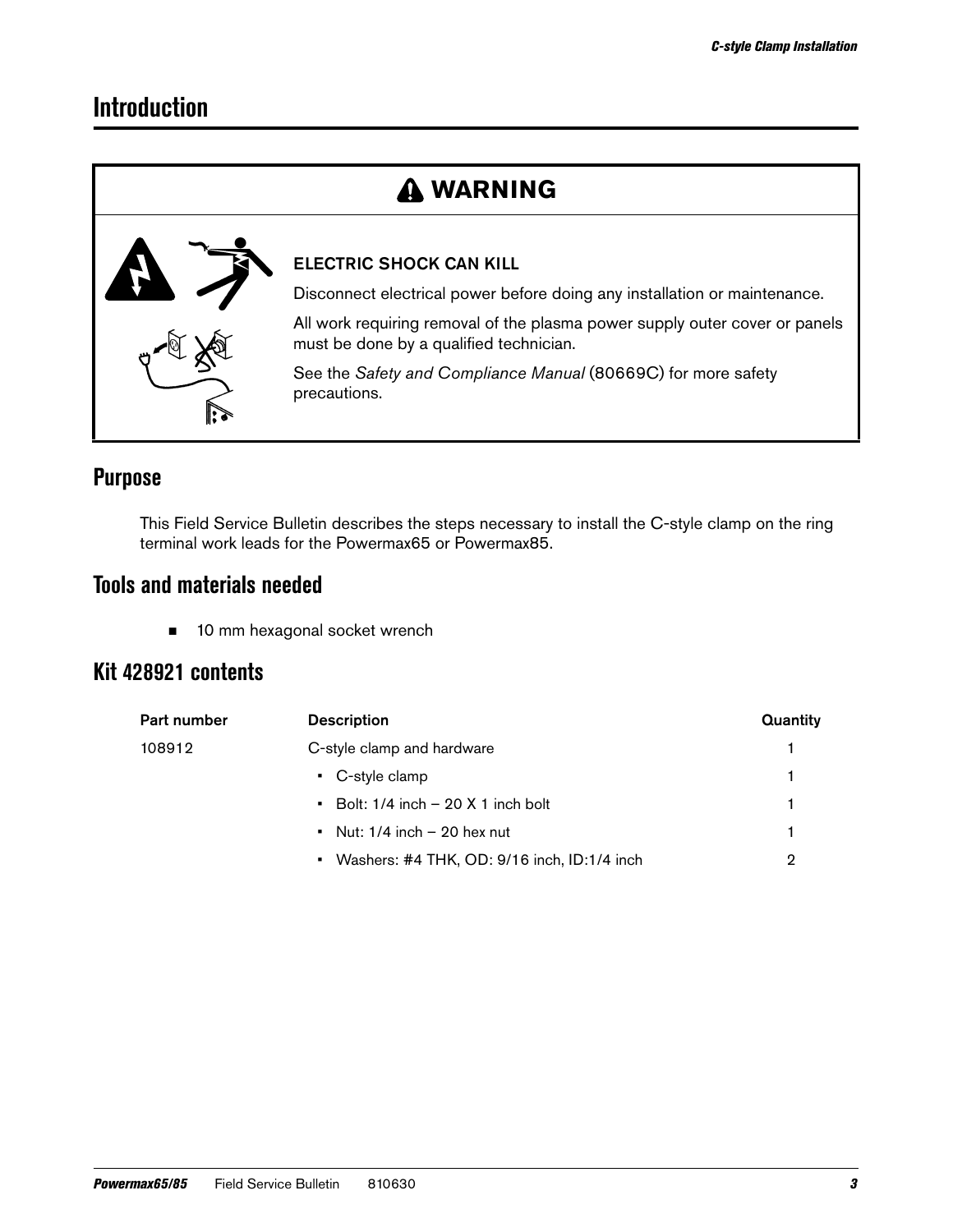# Introduction

## ⚠ WARNING

**ELECTRIC SHOCK CAN KILL**

Disconnect electrical power before doing any installation or maintenance.

All work requiring removal of the plasma power supply outer cover or panels must be done by a qualified technician.

See the *Safety and Compliance Manual* (80669C) for more safety precautions.

## Purpose

This Field Service Bulletin describes the steps necessary to install the C-style clamp on the ring terminal work leads for the Powermax65 or Powermax85.

## Tools and materials needed

- 10 mm hexagonal socket wrench

## Kit 428921 contents

| Part number | Description | Quantity |
|---|---|---|
| 108912 | C-style clamp and hardware | 1 |
| | • C-style clamp | 1 |
| | • Bolt: 1/4 inch – 20 X 1 inch bolt | 1 |
| | • Nut: 1/4 inch – 20 hex nut | 1 |
| | • Washers: #4 THK, OD: 9/16 inch, ID:1/4 inch | 2 |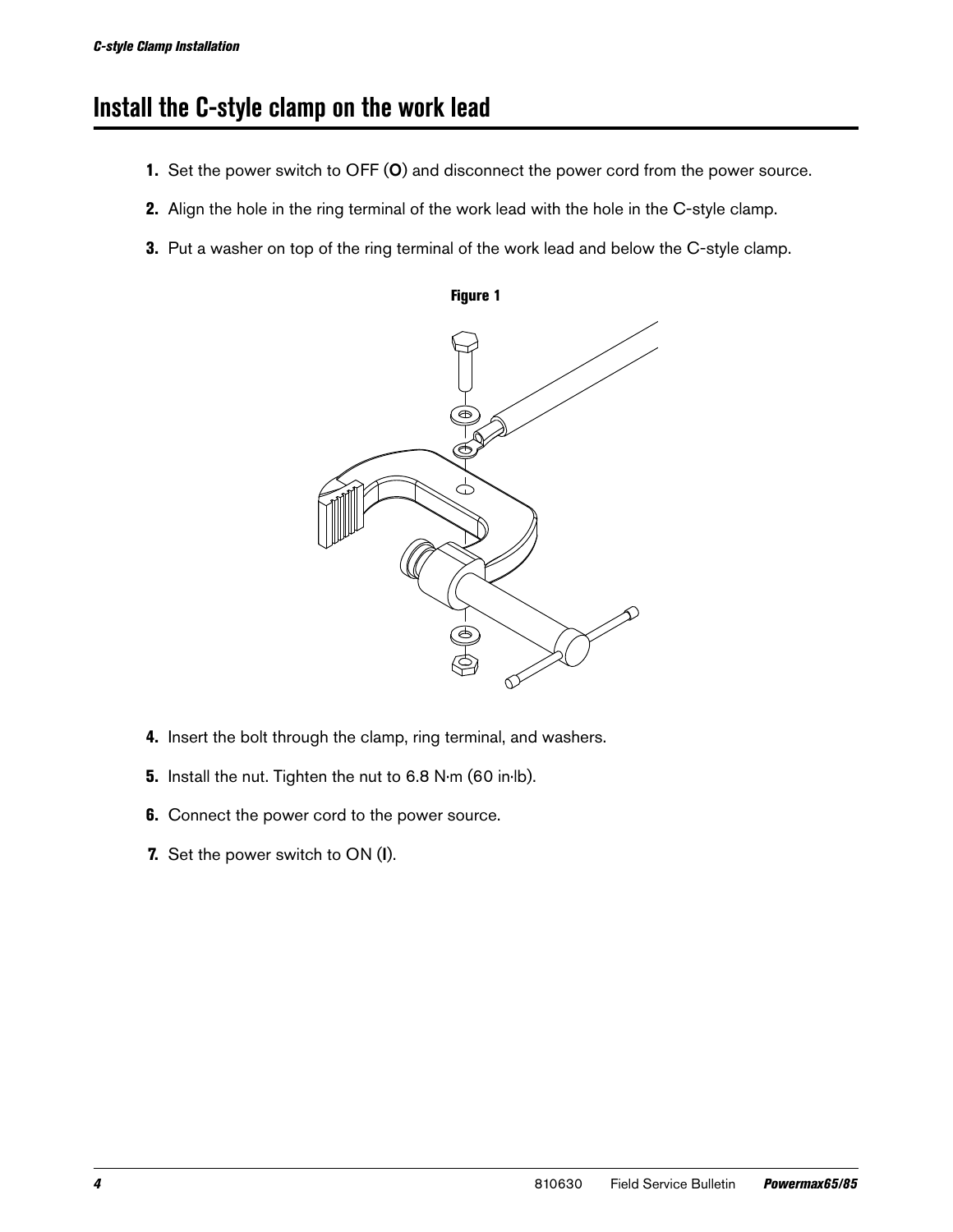# Install the C-style clamp on the work lead

1. Set the power switch to OFF (**O**) and disconnect the power cord from the power source.
2. Align the hole in the ring terminal of the work lead with the hole in the C-style clamp.
3. Put a washer on top of the ring terminal of the work lead and below the C-style clamp.

**Figure 1**

4. Insert the bolt through the clamp, ring terminal, and washers.
5. Install the nut. Tighten the nut to 6.8 N∙m (60 in∙lb).
6. Connect the power cord to the power source.
7. Set the power switch to ON (**I**).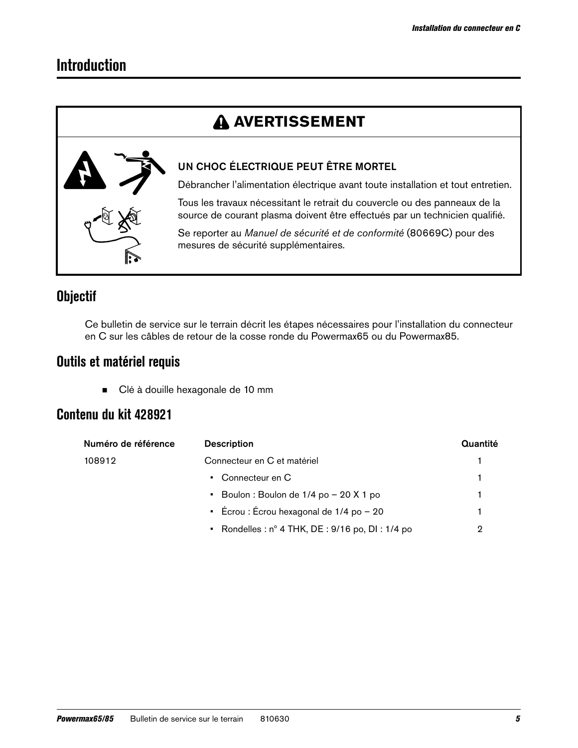# Introduction

## ⚠ AVERTISSEMENT

**UN CHOC ÉLECTRIQUE PEUT ÊTRE MORTEL**

Débrancher l'alimentation électrique avant toute installation et tout entretien.

Tous les travaux nécessitant le retrait du couvercle ou des panneaux de la source de courant plasma doivent être effectués par un technicien qualifié.

Se reporter au *Manuel de sécurité et de conformité* (80669C) pour des mesures de sécurité supplémentaires.

## Objectif

Ce bulletin de service sur le terrain décrit les étapes nécessaires pour l'installation du connecteur en C sur les câbles de retour de la cosse ronde du Powermax65 ou du Powermax85.

## Outils et matériel requis

- Clé à douille hexagonale de 10 mm

## Contenu du kit 428921

| Numéro de référence | Description | Quantité |
|---|---|---|
| 108912 | Connecteur en C et matériel | 1 |
| | • Connecteur en C | 1 |
| | • Boulon : Boulon de 1/4 po – 20 X 1 po | 1 |
| | • Écrou : Écrou hexagonal de 1/4 po – 20 | 1 |
| | • Rondelles : n° 4 THK, DE : 9/16 po, DI : 1/4 po | 2 |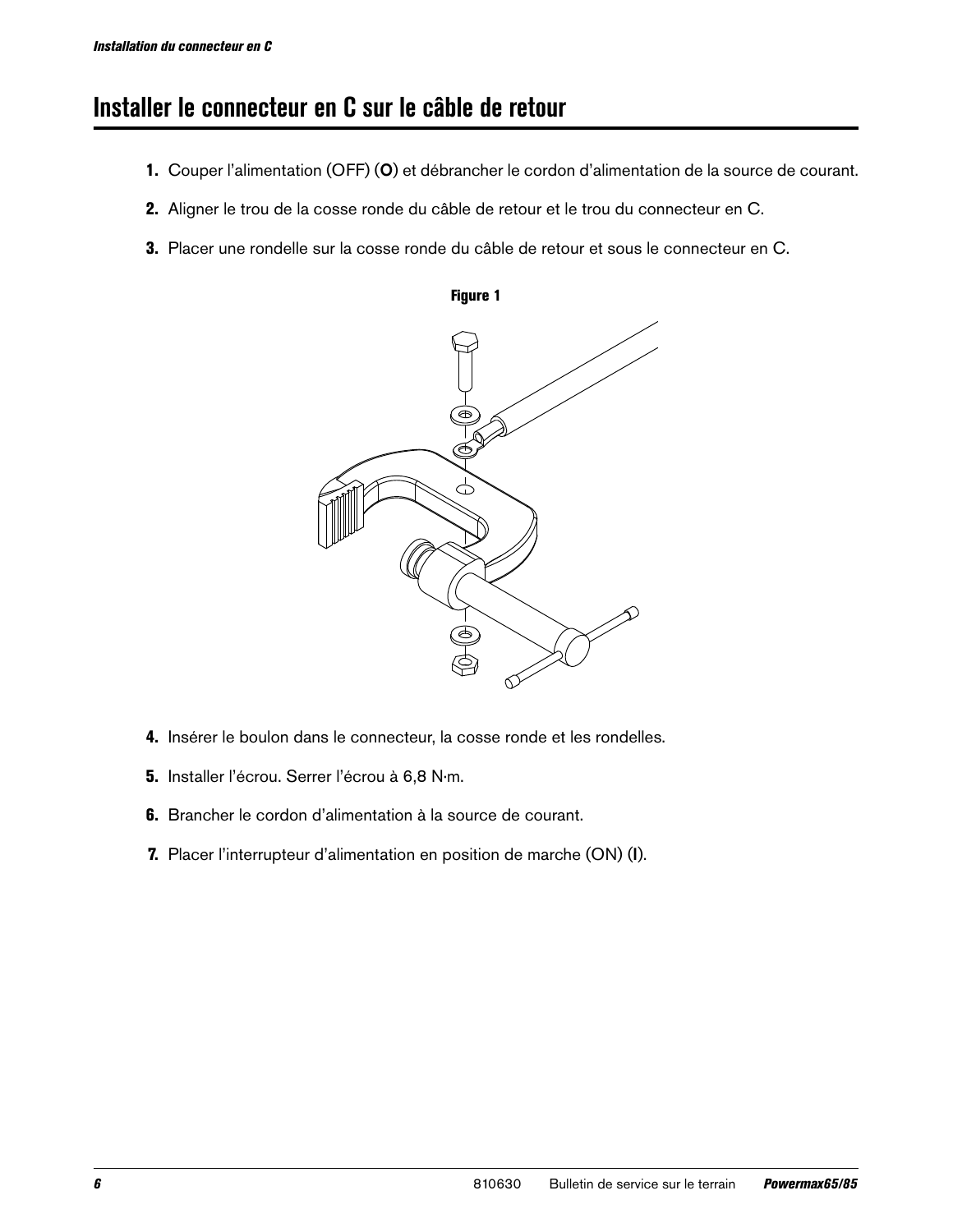## Installer le connecteur en C sur le câble de retour

1. Couper l'alimentation (OFF) (**O**) et débrancher le cordon d'alimentation de la source de courant.
2. Aligner le trou de la cosse ronde du câble de retour et le trou du connecteur en C.
3. Placer une rondelle sur la cosse ronde du câble de retour et sous le connecteur en C.

**Figure 1**

4. Insérer le boulon dans le connecteur, la cosse ronde et les rondelles.
5. Installer l'écrou. Serrer l'écrou à 6,8 N·m.
6. Brancher le cordon d'alimentation à la source de courant.
7. Placer l'interrupteur d'alimentation en position de marche (ON) (**I**).